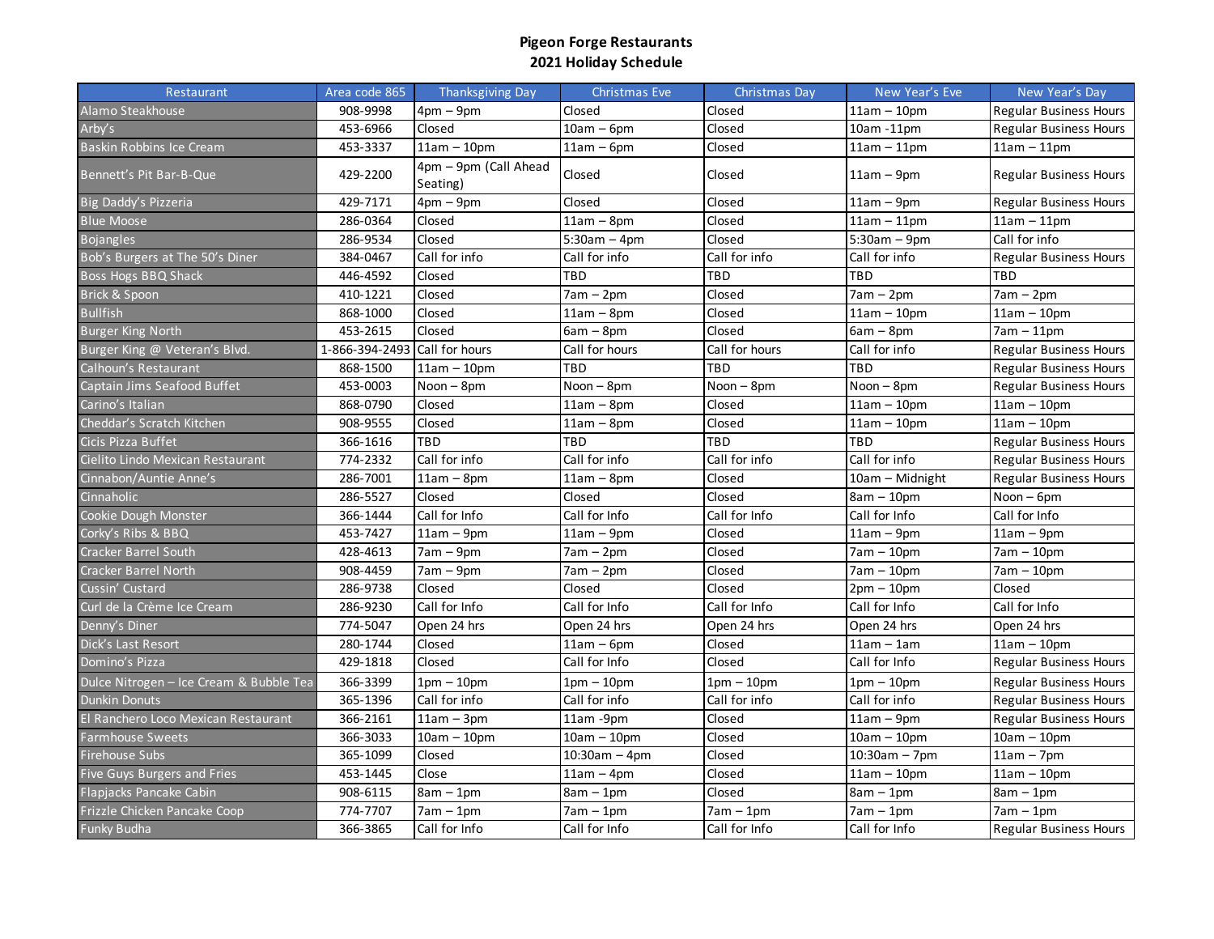# Pigeon Forge Restaurants
## 2021 Holiday Schedule

| Restaurant | Area code 865 | Thanksgiving Day | Christmas Eve | Christmas Day | New Year's Eve | New Year's Day |
|---|---|---|---|---|---|---|
| Alamo Steakhouse | 908-9998 | 4pm – 9pm | Closed | Closed | 11am – 10pm | Regular Business Hours |
| Arby's | 453-6966 | Closed | 10am – 6pm | Closed | 10am -11pm | Regular Business Hours |
| Baskin Robbins Ice Cream | 453-3337 | 11am – 10pm | 11am – 6pm | Closed | 11am – 11pm | 11am – 11pm |
| Bennett's Pit Bar-B-Que | 429-2200 | 4pm – 9pm (Call Ahead Seating) | Closed | Closed | 11am – 9pm | Regular Business Hours |
| Big Daddy's Pizzeria | 429-7171 | 4pm – 9pm | Closed | Closed | 11am – 9pm | Regular Business Hours |
| Blue Moose | 286-0364 | Closed | 11am – 8pm | Closed | 11am – 11pm | 11am – 11pm |
| Bojangles | 286-9534 | Closed | 5:30am – 4pm | Closed | 5:30am – 9pm | Call for info |
| Bob's Burgers at The 50's Diner | 384-0467 | Call for info | Call for info | Call for info | Call for info | Regular Business Hours |
| Boss Hogs BBQ Shack | 446-4592 | Closed | TBD | TBD | TBD | TBD |
| Brick & Spoon | 410-1221 | Closed | 7am – 2pm | Closed | 7am – 2pm | 7am – 2pm |
| Bullfish | 868-1000 | Closed | 11am – 8pm | Closed | 11am – 10pm | 11am – 10pm |
| Burger King North | 453-2615 | Closed | 6am – 8pm | Closed | 6am – 8pm | 7am – 11pm |
| Burger King @ Veteran's Blvd. | 1-866-394-2493 | Call for hours | Call for hours | Call for hours | Call for info | Regular Business Hours |
| Calhoun's Restaurant | 868-1500 | 11am – 10pm | TBD | TBD | TBD | Regular Business Hours |
| Captain Jims Seafood Buffet | 453-0003 | Noon – 8pm | Noon – 8pm | Noon – 8pm | Noon – 8pm | Regular Business Hours |
| Carino's Italian | 868-0790 | Closed | 11am – 8pm | Closed | 11am – 10pm | 11am – 10pm |
| Cheddar's Scratch Kitchen | 908-9555 | Closed | 11am – 8pm | Closed | 11am – 10pm | 11am – 10pm |
| Cicis Pizza Buffet | 366-1616 | TBD | TBD | TBD | TBD | Regular Business Hours |
| Cielito Lindo Mexican Restaurant | 774-2332 | Call for info | Call for info | Call for info | Call for info | Regular Business Hours |
| Cinnabon/Auntie Anne's | 286-7001 | 11am – 8pm | 11am – 8pm | Closed | 10am – Midnight | Regular Business Hours |
| Cinnaholic | 286-5527 | Closed | Closed | Closed | 8am – 10pm | Noon – 6pm |
| Cookie Dough Monster | 366-1444 | Call for Info | Call for Info | Call for Info | Call for Info | Call for Info |
| Corky's Ribs & BBQ | 453-7427 | 11am – 9pm | 11am – 9pm | Closed | 11am – 9pm | 11am – 9pm |
| Cracker Barrel South | 428-4613 | 7am – 9pm | 7am – 2pm | Closed | 7am – 10pm | 7am – 10pm |
| Cracker Barrel North | 908-4459 | 7am – 9pm | 7am – 2pm | Closed | 7am – 10pm | 7am – 10pm |
| Cussin' Custard | 286-9738 | Closed | Closed | Closed | 2pm – 10pm | Closed |
| Curl de la Crème Ice Cream | 286-9230 | Call for Info | Call for Info | Call for Info | Call for Info | Call for Info |
| Denny's Diner | 774-5047 | Open 24 hrs | Open 24 hrs | Open 24 hrs | Open 24 hrs | Open 24 hrs |
| Dick's Last Resort | 280-1744 | Closed | 11am – 6pm | Closed | 11am – 1am | 11am – 10pm |
| Domino's Pizza | 429-1818 | Closed | Call for Info | Closed | Call for Info | Regular Business Hours |
| Dulce Nitrogen – Ice Cream & Bubble Tea | 366-3399 | 1pm – 10pm | 1pm – 10pm | 1pm – 10pm | 1pm – 10pm | Regular Business Hours |
| Dunkin Donuts | 365-1396 | Call for info | Call for info | Call for info | Call for info | Regular Business Hours |
| El Ranchero Loco Mexican Restaurant | 366-2161 | 11am – 3pm | 11am -9pm | Closed | 11am – 9pm | Regular Business Hours |
| Farmhouse Sweets | 366-3033 | 10am – 10pm | 10am – 10pm | Closed | 10am – 10pm | 10am – 10pm |
| Firehouse Subs | 365-1099 | Closed | 10:30am – 4pm | Closed | 10:30am – 7pm | 11am – 7pm |
| Five Guys Burgers and Fries | 453-1445 | Close | 11am – 4pm | Closed | 11am – 10pm | 11am – 10pm |
| Flapjacks Pancake Cabin | 908-6115 | 8am – 1pm | 8am – 1pm | Closed | 8am – 1pm | 8am – 1pm |
| Frizzle Chicken Pancake Coop | 774-7707 | 7am – 1pm | 7am – 1pm | 7am – 1pm | 7am – 1pm | 7am – 1pm |
| Funky Budha | 366-3865 | Call for Info | Call for Info | Call for Info | Call for Info | Regular Business Hours |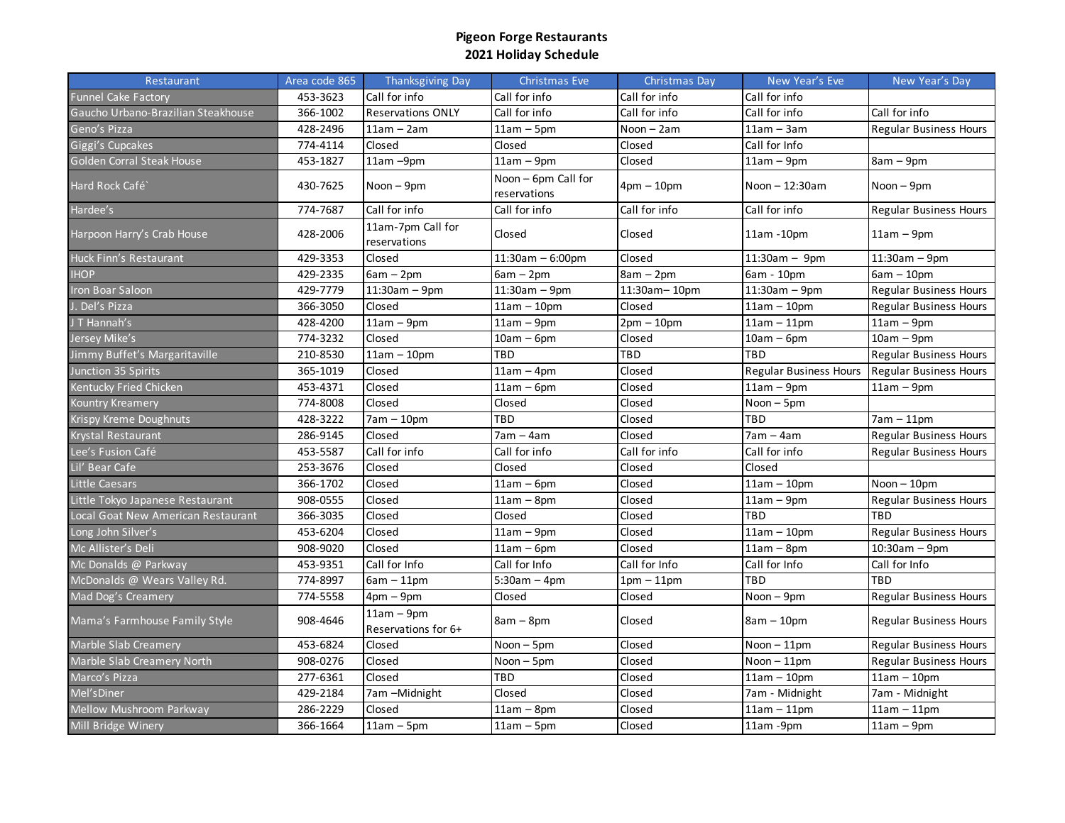**Pigeon Forge Restaurants**
**2021 Holiday Schedule**

| Restaurant | Area code 865 | Thanksgiving Day | Christmas Eve | Christmas Day | New Year's Eve | New Year's Day |
|---|---|---|---|---|---|---|
| Funnel Cake Factory | 453-3623 | Call for info | Call for info | Call for info | Call for info | |
| Gaucho Urbano-Brazilian Steakhouse | 366-1002 | Reservations ONLY | Call for info | Call for info | Call for info | Call for info |
| Geno's Pizza | 428-2496 | 11am – 2am | 11am – 5pm | Noon – 2am | 11am – 3am | Regular Business Hours |
| Giggi's Cupcakes | 774-4114 | Closed | Closed | Closed | Call for Info | |
| Golden Corral Steak House | 453-1827 | 11am –9pm | 11am – 9pm | Closed | 11am – 9pm | 8am – 9pm |
| Hard Rock Café` | 430-7625 | Noon – 9pm | Noon – 6pm Call for reservations | 4pm – 10pm | Noon – 12:30am | Noon – 9pm |
| Hardee's | 774-7687 | Call for info | Call for info | Call for info | Call for info | Regular Business Hours |
| Harpoon Harry's Crab House | 428-2006 | 11am-7pm Call for reservations | Closed | Closed | 11am -10pm | 11am – 9pm |
| Huck Finn's Restaurant | 429-3353 | Closed | 11:30am – 6:00pm | Closed | 11:30am – 9pm | 11:30am – 9pm |
| IHOP | 429-2335 | 6am – 2pm | 6am – 2pm | 8am – 2pm | 6am - 10pm | 6am – 10pm |
| Iron Boar Saloon | 429-7779 | 11:30am – 9pm | 11:30am – 9pm | 11:30am– 10pm | 11:30am – 9pm | Regular Business Hours |
| J. Del's Pizza | 366-3050 | Closed | 11am – 10pm | Closed | 11am – 10pm | Regular Business Hours |
| J T Hannah's | 428-4200 | 11am – 9pm | 11am – 9pm | 2pm – 10pm | 11am – 11pm | 11am – 9pm |
| Jersey Mike's | 774-3232 | Closed | 10am – 6pm | Closed | 10am – 6pm | 10am – 9pm |
| Jimmy Buffet's Margaritaville | 210-8530 | 11am – 10pm | TBD | TBD | TBD | Regular Business Hours |
| Junction 35 Spirits | 365-1019 | Closed | 11am – 4pm | Closed | Regular Business Hours | Regular Business Hours |
| Kentucky Fried Chicken | 453-4371 | Closed | 11am – 6pm | Closed | 11am – 9pm | 11am – 9pm |
| Kountry Kreamery | 774-8008 | Closed | Closed | Closed | Noon – 5pm | |
| Krispy Kreme Doughnuts | 428-3222 | 7am – 10pm | TBD | Closed | TBD | 7am – 11pm |
| Krystal Restaurant | 286-9145 | Closed | 7am – 4am | Closed | 7am – 4am | Regular Business Hours |
| Lee's Fusion Café | 453-5587 | Call for info | Call for info | Call for info | Call for info | Regular Business Hours |
| Lil' Bear Cafe | 253-3676 | Closed | Closed | Closed | Closed | |
| Little Caesars | 366-1702 | Closed | 11am – 6pm | Closed | 11am – 10pm | Noon – 10pm |
| Little Tokyo Japanese Restaurant | 908-0555 | Closed | 11am – 8pm | Closed | 11am – 9pm | Regular Business Hours |
| Local Goat New American Restaurant | 366-3035 | Closed | Closed | Closed | TBD | TBD |
| Long John Silver's | 453-6204 | Closed | 11am – 9pm | Closed | 11am – 10pm | Regular Business Hours |
| Mc Allister's Deli | 908-9020 | Closed | 11am – 6pm | Closed | 11am – 8pm | 10:30am – 9pm |
| Mc Donalds @ Parkway | 453-9351 | Call for Info | Call for Info | Call for Info | Call for Info | Call for Info |
| McDonalds @ Wears Valley Rd. | 774-8997 | 6am – 11pm | 5:30am – 4pm | 1pm – 11pm | TBD | TBD |
| Mad Dog's Creamery | 774-5558 | 4pm – 9pm | Closed | Closed | Noon – 9pm | Regular Business Hours |
| Mama's Farmhouse Family Style | 908-4646 | 11am – 9pm Reservations for 6+ | 8am – 8pm | Closed | 8am – 10pm | Regular Business Hours |
| Marble Slab Creamery | 453-6824 | Closed | Noon – 5pm | Closed | Noon – 11pm | Regular Business Hours |
| Marble Slab Creamery North | 908-0276 | Closed | Noon – 5pm | Closed | Noon – 11pm | Regular Business Hours |
| Marco's Pizza | 277-6361 | Closed | TBD | Closed | 11am – 10pm | 11am – 10pm |
| Mel'sDiner | 429-2184 | 7am –Midnight | Closed | Closed | 7am - Midnight | 7am - Midnight |
| Mellow Mushroom Parkway | 286-2229 | Closed | 11am – 8pm | Closed | 11am – 11pm | 11am – 11pm |
| Mill Bridge Winery | 366-1664 | 11am – 5pm | 11am – 5pm | Closed | 11am -9pm | 11am – 9pm |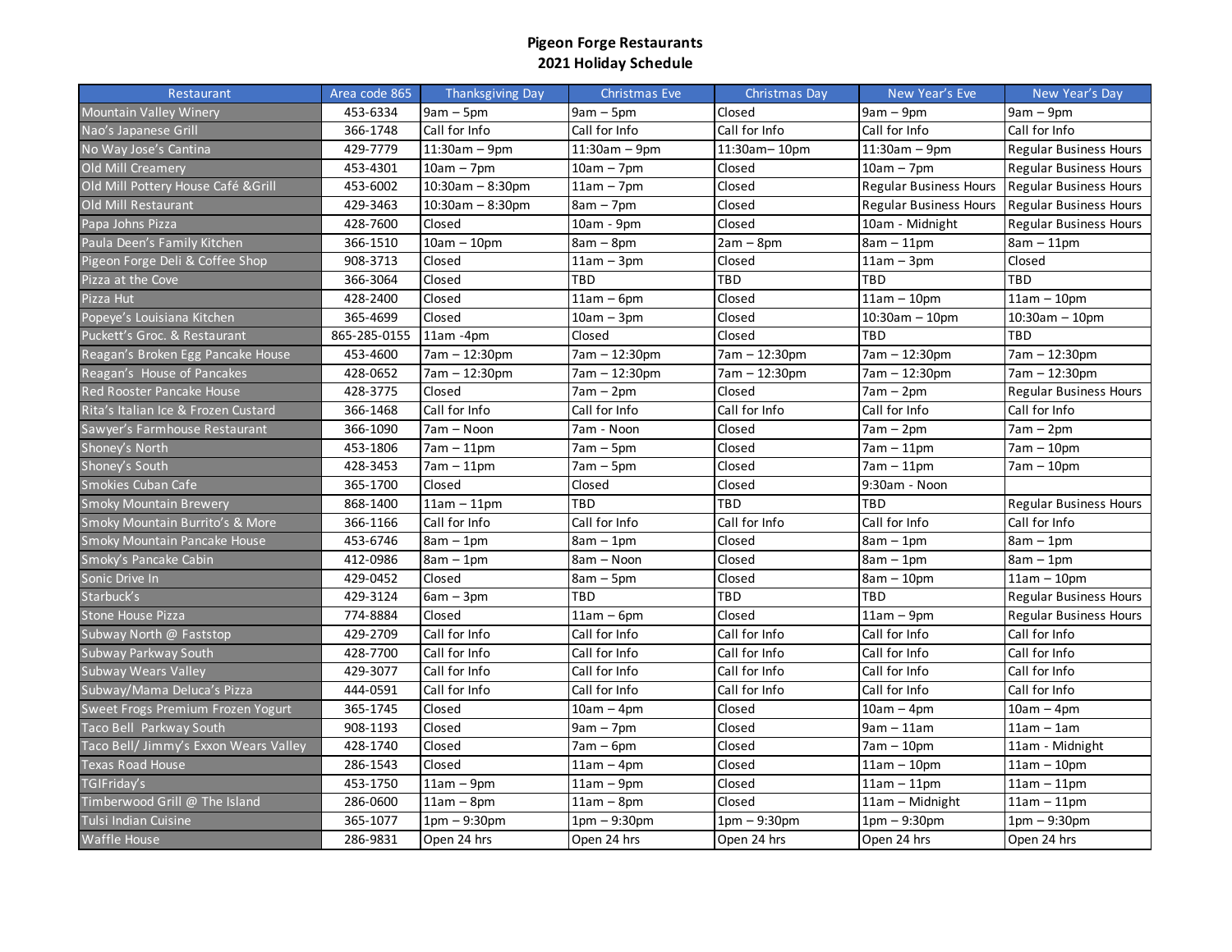**Pigeon Forge Restaurants**
**2021 Holiday Schedule**

| Restaurant | Area code 865 | Thanksgiving Day | Christmas Eve | Christmas Day | New Year's Eve | New Year's Day |
|---|---|---|---|---|---|---|
| Mountain Valley Winery | 453-6334 | 9am – 5pm | 9am – 5pm | Closed | 9am – 9pm | 9am – 9pm |
| Nao's Japanese Grill | 366-1748 | Call for Info | Call for Info | Call for Info | Call for Info | Call for Info |
| No Way Jose's Cantina | 429-7779 | 11:30am – 9pm | 11:30am – 9pm | 11:30am– 10pm | 11:30am – 9pm | Regular Business Hours |
| Old Mill Creamery | 453-4301 | 10am – 7pm | 10am – 7pm | Closed | 10am – 7pm | Regular Business Hours |
| Old Mill Pottery House Café &Grill | 453-6002 | 10:30am – 8:30pm | 11am – 7pm | Closed | Regular Business Hours | Regular Business Hours |
| Old Mill Restaurant | 429-3463 | 10:30am – 8:30pm | 8am – 7pm | Closed | Regular Business Hours | Regular Business Hours |
| Papa Johns Pizza | 428-7600 | Closed | 10am - 9pm | Closed | 10am - Midnight | Regular Business Hours |
| Paula Deen's Family Kitchen | 366-1510 | 10am – 10pm | 8am – 8pm | 2am – 8pm | 8am – 11pm | 8am – 11pm |
| Pigeon Forge Deli & Coffee Shop | 908-3713 | Closed | 11am – 3pm | Closed | 11am – 3pm | Closed |
| Pizza at the Cove | 366-3064 | Closed | TBD | TBD | TBD | TBD |
| Pizza Hut | 428-2400 | Closed | 11am – 6pm | Closed | 11am – 10pm | 11am – 10pm |
| Popeye's Louisiana Kitchen | 365-4699 | Closed | 10am – 3pm | Closed | 10:30am – 10pm | 10:30am – 10pm |
| Puckett's Groc. & Restaurant | 865-285-0155 | 11am -4pm | Closed | Closed | TBD | TBD |
| Reagan's Broken Egg Pancake House | 453-4600 | 7am – 12:30pm | 7am – 12:30pm | 7am – 12:30pm | 7am – 12:30pm | 7am – 12:30pm |
| Reagan's House of Pancakes | 428-0652 | 7am – 12:30pm | 7am – 12:30pm | 7am – 12:30pm | 7am – 12:30pm | 7am – 12:30pm |
| Red Rooster Pancake House | 428-3775 | Closed | 7am – 2pm | Closed | 7am – 2pm | Regular Business Hours |
| Rita's Italian Ice & Frozen Custard | 366-1468 | Call for Info | Call for Info | Call for Info | Call for Info | Call for Info |
| Sawyer's Farmhouse Restaurant | 366-1090 | 7am – Noon | 7am - Noon | Closed | 7am – 2pm | 7am – 2pm |
| Shoney's North | 453-1806 | 7am – 11pm | 7am – 5pm | Closed | 7am – 11pm | 7am – 10pm |
| Shoney's South | 428-3453 | 7am – 11pm | 7am – 5pm | Closed | 7am – 11pm | 7am – 10pm |
| Smokies Cuban Cafe | 365-1700 | Closed | Closed | Closed | 9:30am - Noon | |
| Smoky Mountain Brewery | 868-1400 | 11am – 11pm | TBD | TBD | TBD | Regular Business Hours |
| Smoky Mountain Burrito's & More | 366-1166 | Call for Info | Call for Info | Call for Info | Call for Info | Call for Info |
| Smoky Mountain Pancake House | 453-6746 | 8am – 1pm | 8am – 1pm | Closed | 8am – 1pm | 8am – 1pm |
| Smoky's Pancake Cabin | 412-0986 | 8am – 1pm | 8am – Noon | Closed | 8am – 1pm | 8am – 1pm |
| Sonic Drive In | 429-0452 | Closed | 8am – 5pm | Closed | 8am – 10pm | 11am – 10pm |
| Starbuck's | 429-3124 | 6am – 3pm | TBD | TBD | TBD | Regular Business Hours |
| Stone House Pizza | 774-8884 | Closed | 11am – 6pm | Closed | 11am – 9pm | Regular Business Hours |
| Subway North @ Faststop | 429-2709 | Call for Info | Call for Info | Call for Info | Call for Info | Call for Info |
| Subway Parkway South | 428-7700 | Call for Info | Call for Info | Call for Info | Call for Info | Call for Info |
| Subway Wears Valley | 429-3077 | Call for Info | Call for Info | Call for Info | Call for Info | Call for Info |
| Subway/Mama Deluca's Pizza | 444-0591 | Call for Info | Call for Info | Call for Info | Call for Info | Call for Info |
| Sweet Frogs Premium Frozen Yogurt | 365-1745 | Closed | 10am – 4pm | Closed | 10am – 4pm | 10am – 4pm |
| Taco Bell Parkway South | 908-1193 | Closed | 9am – 7pm | Closed | 9am – 11am | 11am – 1am |
| Taco Bell/ Jimmy's Exxon Wears Valley | 428-1740 | Closed | 7am – 6pm | Closed | 7am – 10pm | 11am - Midnight |
| Texas Road House | 286-1543 | Closed | 11am – 4pm | Closed | 11am – 10pm | 11am – 10pm |
| TGIFriday's | 453-1750 | 11am – 9pm | 11am – 9pm | Closed | 11am – 11pm | 11am – 11pm |
| Timberwood Grill @ The Island | 286-0600 | 11am – 8pm | 11am – 8pm | Closed | 11am – Midnight | 11am – 11pm |
| Tulsi Indian Cuisine | 365-1077 | 1pm – 9:30pm | 1pm – 9:30pm | 1pm – 9:30pm | 1pm – 9:30pm | 1pm – 9:30pm |
| Waffle House | 286-9831 | Open 24 hrs | Open 24 hrs | Open 24 hrs | Open 24 hrs | Open 24 hrs |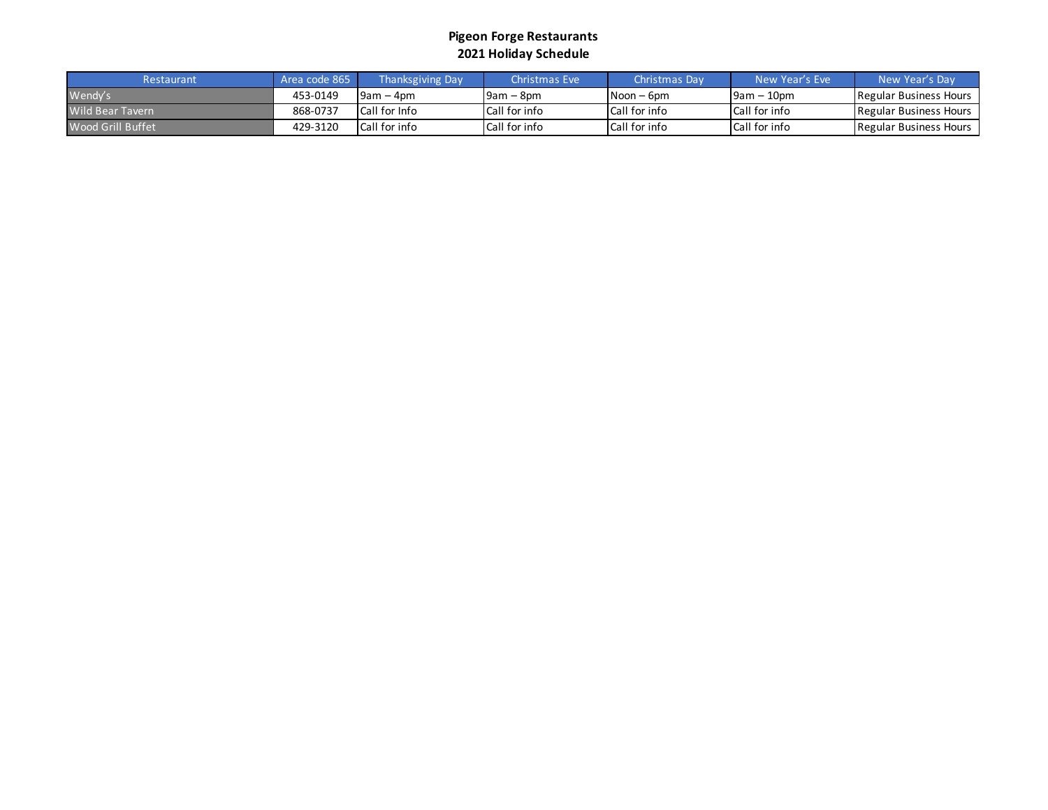# Pigeon Forge Restaurants
## 2021 Holiday Schedule

| Restaurant | Area code 865 | Thanksgiving Day | Christmas Eve | Christmas Day | New Year's Eve | New Year's Day |
|---|---|---|---|---|---|---|
| Wendy's | 453-0149 | 9am – 4pm | 9am – 8pm | Noon – 6pm | 9am – 10pm | Regular Business Hours |
| Wild Bear Tavern | 868-0737 | Call for Info | Call for info | Call for info | Call for info | Regular Business Hours |
| Wood Grill Buffet | 429-3120 | Call for info | Call for info | Call for info | Call for info | Regular Business Hours |